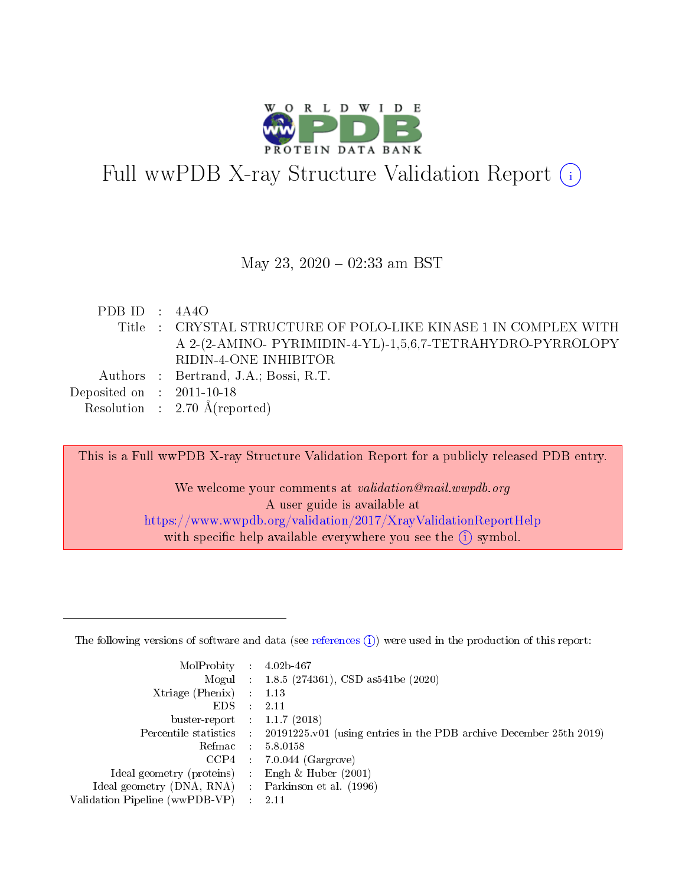# Full wwPDB X-ray Structure Validation Report

May 23, 2020 – 02:33 am BST

| | | |
|---|---|---|
| PDB ID | : | 4A4O |
| Title | : | CRYSTAL STRUCTURE OF POLO-LIKE KINASE 1 IN COMPLEX WITH A 2-(2-AMINO- PYRIMIDIN-4-YL)-1,5,6,7-TETRAHYDRO-PYRROLOPY RIDIN-4-ONE INHIBITOR |
| Authors | : | Bertrand, J.A.; Bossi, R.T. |
| Deposited on | : | 2011-10-18 |
| Resolution | : | 2.70 Å(reported) |

This is a Full wwPDB X-ray Structure Validation Report for a publicly released PDB entry.

We welcome your comments at *validation@mail.wwpdb.org*
A user guide is available at
https://www.wwpdb.org/validation/2017/XrayValidationReportHelp
with specific help available everywhere you see the (i) symbol.

The following versions of software and data (see references (i)) were used in the production of this report:

| | | |
|---|---|---|
| MolProbity | : | 4.02b-467 |
| Mogul | : | 1.8.5 (274361), CSD as541be (2020) |
| Xtriage (Phenix) | : | 1.13 |
| EDS | : | 2.11 |
| buster-report | : | 1.1.7 (2018) |
| Percentile statistics | : | 20191225.v01 (using entries in the PDB archive December 25th 2019) |
| Refmac | : | 5.8.0158 |
| CCP4 | : | 7.0.044 (Gargrove) |
| Ideal geometry (proteins) | : | Engh & Huber (2001) |
| Ideal geometry (DNA, RNA) | : | Parkinson et al. (1996) |
| Validation Pipeline (wwPDB-VP) | : | 2.11 |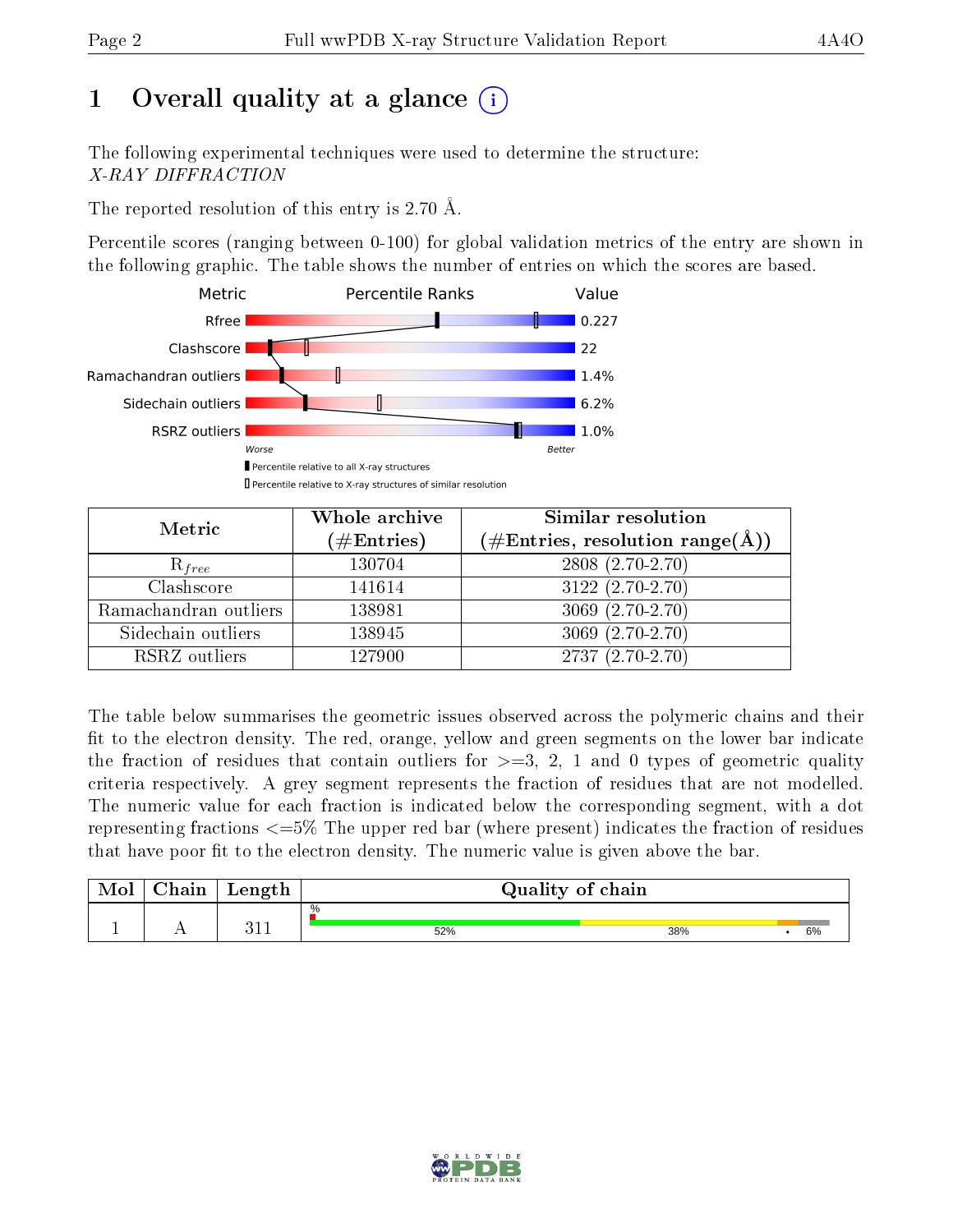# 1 Overall quality at a glance (i)

The following experimental techniques were used to determine the structure:
*X-RAY DIFFRACTION*

The reported resolution of this entry is 2.70 Å.

Percentile scores (ranging between 0-100) for global validation metrics of the entry are shown in the following graphic. The table shows the number of entries on which the scores are based.

| Metric | Value |
|---|---|
| Rfree | 0.227 |
| Clashscore | 22 |
| Ramachandran outliers | 1.4% |
| Sidechain outliers | 6.2% |
| RSRZ outliers | 1.0% |

Worse — Better

▮ Percentile relative to all X-ray structures
▯ Percentile relative to X-ray structures of similar resolution

| Metric | Whole archive (#Entries) | Similar resolution (#Entries, resolution range(Å)) |
|---|---|---|
| $R_{free}$ | 130704 | 2808 (2.70-2.70) |
| Clashscore | 141614 | 3122 (2.70-2.70) |
| Ramachandran outliers | 138981 | 3069 (2.70-2.70) |
| Sidechain outliers | 138945 | 3069 (2.70-2.70) |
| RSRZ outliers | 127900 | 2737 (2.70-2.70) |

The table below summarises the geometric issues observed across the polymeric chains and their fit to the electron density. The red, orange, yellow and green segments on the lower bar indicate the fraction of residues that contain outliers for >=3, 2, 1 and 0 types of geometric quality criteria respectively. A grey segment represents the fraction of residues that are not modelled. The numeric value for each fraction is indicated below the corresponding segment, with a dot representing fractions <=5% The upper red bar (where present) indicates the fraction of residues that have poor fit to the electron density. The numeric value is given above the bar.

| Mol | Chain | Length | Quality of chain |
|---|---|---|---|
| 1 | A | 311 | 52% / 38% / • / 6% |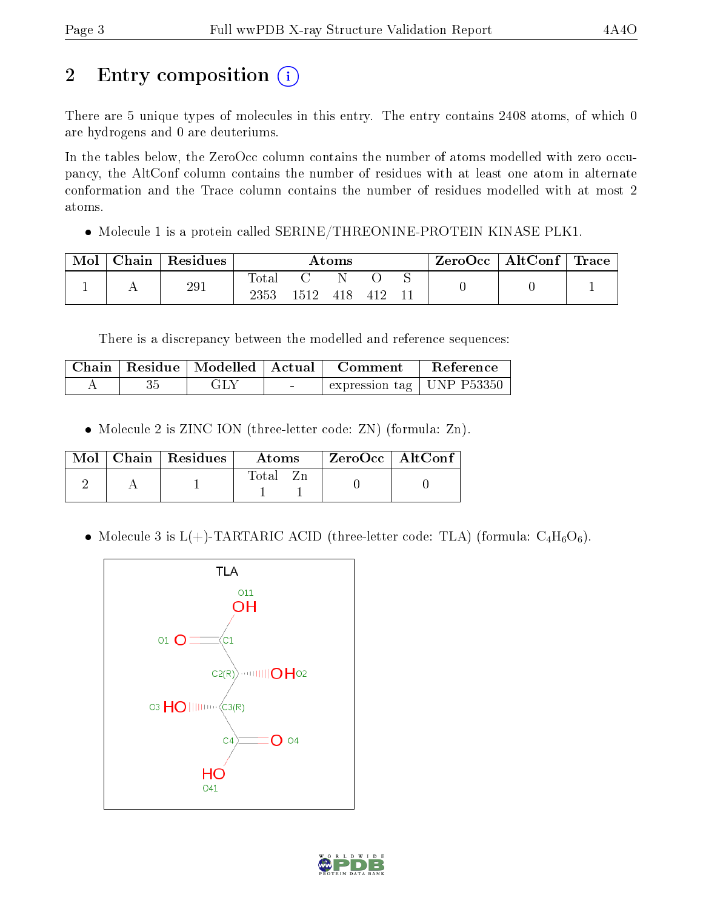## 2 Entry composition

There are 5 unique types of molecules in this entry. The entry contains 2408 atoms, of which 0 are hydrogens and 0 are deuteriums.

In the tables below, the ZeroOcc column contains the number of atoms modelled with zero occupancy, the AltConf column contains the number of residues with at least one atom in alternate conformation and the Trace column contains the number of residues modelled with at most 2 atoms.

- Molecule 1 is a protein called SERINE/THREONINE-PROTEIN KINASE PLK1.

| Mol | Chain | Residues | Atoms | | | | | ZeroOcc | AltConf | Trace |
|---|---|---|---|---|---|---|---|---|---|---|
| 1 | A | 291 | Total | C | N | O | S | 0 | 0 | 1 |
| | | | 2353 | 1512 | 418 | 412 | 11 | | | |

There is a discrepancy between the modelled and reference sequences:

| Chain | Residue | Modelled | Actual | Comment | Reference |
|---|---|---|---|---|---|
| A | 35 | GLY | - | expression tag | UNP P53350 |

- Molecule 2 is ZINC ION (three-letter code: ZN) (formula: Zn).

| Mol | Chain | Residues | Atoms | | ZeroOcc | AltConf |
|---|---|---|---|---|---|---|
| 2 | A | 1 | Total | Zn | 0 | 0 |
| | | | 1 | 1 | | |

- Molecule 3 is L(+)-TARTARIC ACID (three-letter code: TLA) (formula: $C_4H_6O_6$).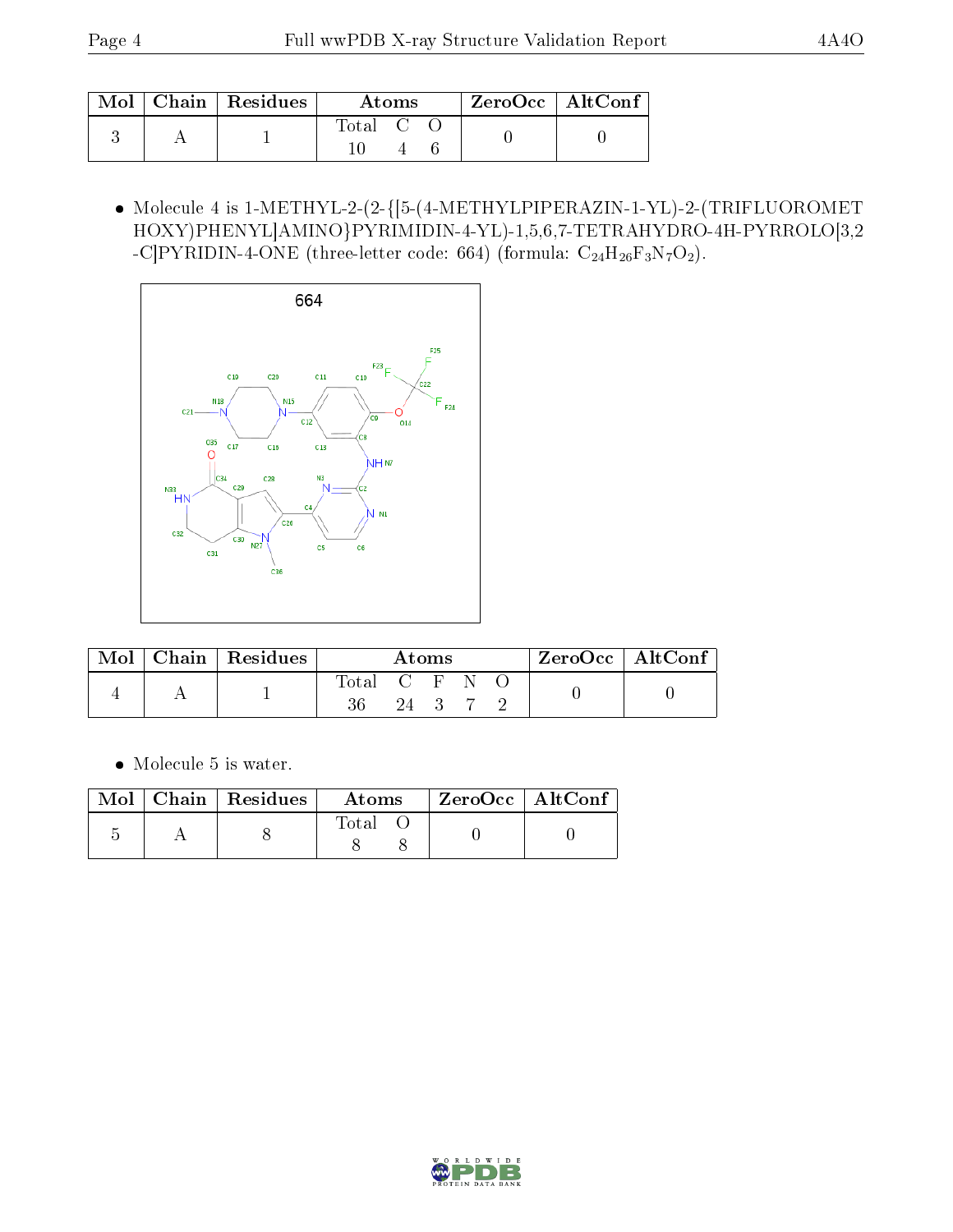| Mol | Chain | Residues | Atoms | | | ZeroOcc | AltConf |
|---|---|---|---|---|---|---|---|
| | | | Total | C | O | | |
| 3 | A | 1 | 10 | 4 | 6 | 0 | 0 |

- Molecule 4 is 1-METHYL-2-(2-{[5-(4-METHYLPIPERAZIN-1-YL)-2-(TRIFLUOROMETHOXY)PHENYL]AMINO}PYRIMIDIN-4-YL)-1,5,6,7-TETRAHYDRO-4H-PYRROLO[3,2-C]PYRIDIN-4-ONE (three-letter code: 664) (formula: $C_{24}H_{26}F_3N_7O_2$).

| Mol | Chain | Residues | Atoms | | | | | ZeroOcc | AltConf |
|---|---|---|---|---|---|---|---|---|---|
| | | | Total | C | F | N | O | | |
| 4 | A | 1 | 36 | 24 | 3 | 7 | 2 | 0 | 0 |

- Molecule 5 is water.

| Mol | Chain | Residues | Atoms | | ZeroOcc | AltConf |
|---|---|---|---|---|---|---|
| | | | Total | O | | |
| 5 | A | 8 | 8 | 8 | 0 | 0 |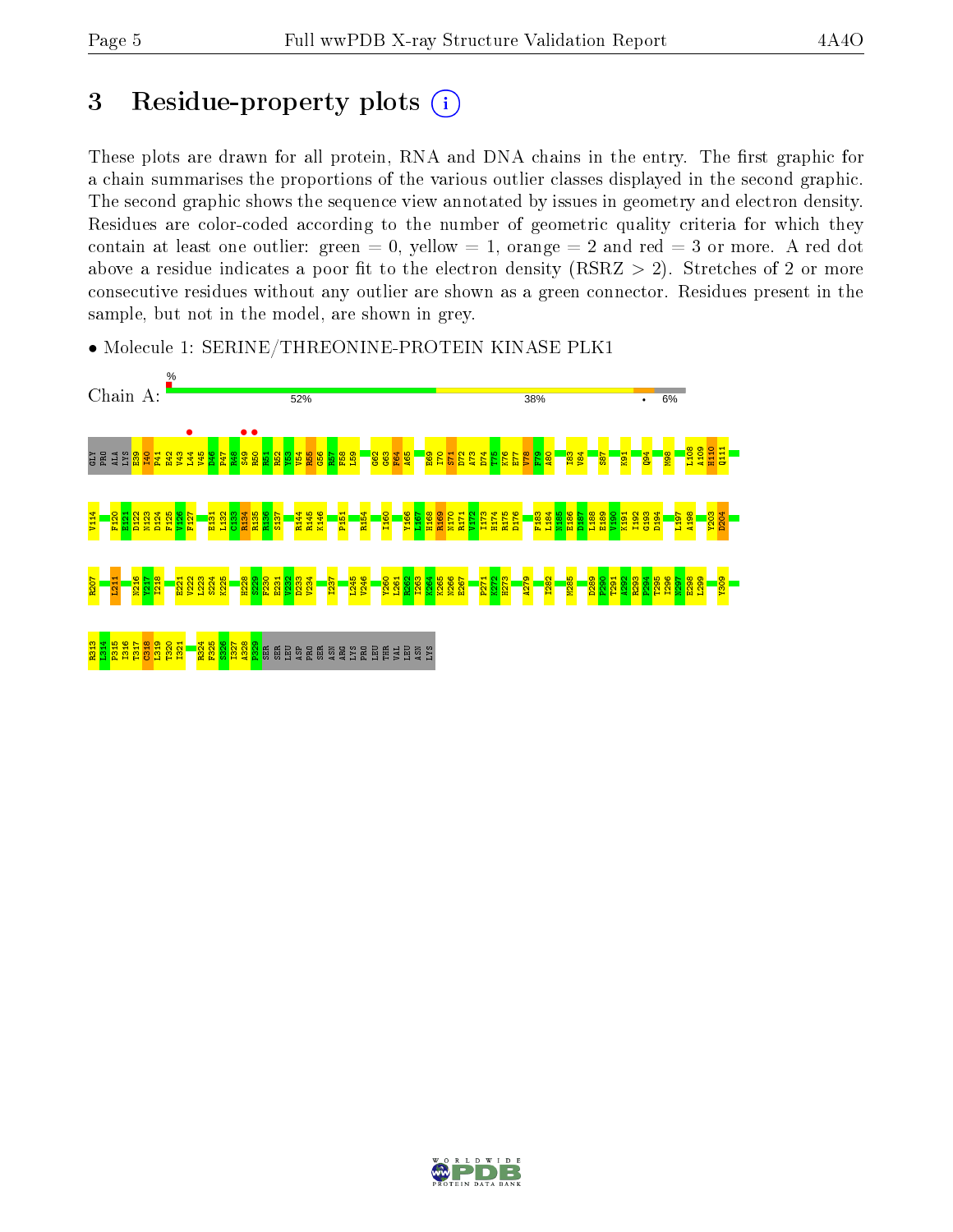# 3 Residue-property plots

These plots are drawn for all protein, RNA and DNA chains in the entry. The first graphic for a chain summarises the proportions of the various outlier classes displayed in the second graphic. The second graphic shows the sequence view annotated by issues in geometry and electron density. Residues are color-coded according to the number of geometric quality criteria for which they contain at least one outlier: green = 0, yellow = 1, orange = 2 and red = 3 or more. A red dot above a residue indicates a poor fit to the electron density (RSRZ > 2). Stretches of 2 or more consecutive residues without any outlier are shown as a green connector. Residues present in the sample, but not in the model, are shown in grey.

- Molecule 1: SERINE/THREONINE-PROTEIN KINASE PLK1

Chain A: 52% 38% • 6%

GLY PRO ALA LYS E39 I40 P41 E42 V43 L44 V45 D46 P47 R48 S49 R50 R51 R52 Y53 V54 R55 G56 R57 F58 L59 G62 G63 F64 A65 E69 I70 S71 D72 A73 D74 T75 K76 E77 V78 F79 A80 I83 V84 S87 K91 Q94 M98 L108 A109 H110 Q111

V114 F120 E121 D122 N123 D124 F125 V126 F127 E131 L132 C133 R134 R135 R136 S137 R144 R145 K146 P151 R154 I160 Y166 L167 H168 R169 N170 R171 V172 I173 H174 R175 D176 F183 L184 N185 E186 D187 L188 E189 V190 K191 I192 G193 D194 L197 A198 V203 D204

R207 I211 N216 V217 I218 E221 V222 L223 S224 K225 H228 S229 F230 E231 V232 D233 V234 I237 L245 V246 Y260 L261 R262 I263 K264 K265 N266 E267 P271 K272 H273 A279 I282 M285 D289 P290 T291 A292 R293 P294 T295 I296 N297 E298 L299 Y309

R313 L314 I315 L316 T317 C318 L319 T320 I321 R324 F325 S326 I327 A328 P329 SER SER LEU ASP PRO SER ASN ARG LYS PRO LEU THR VAL LEU ASN LYS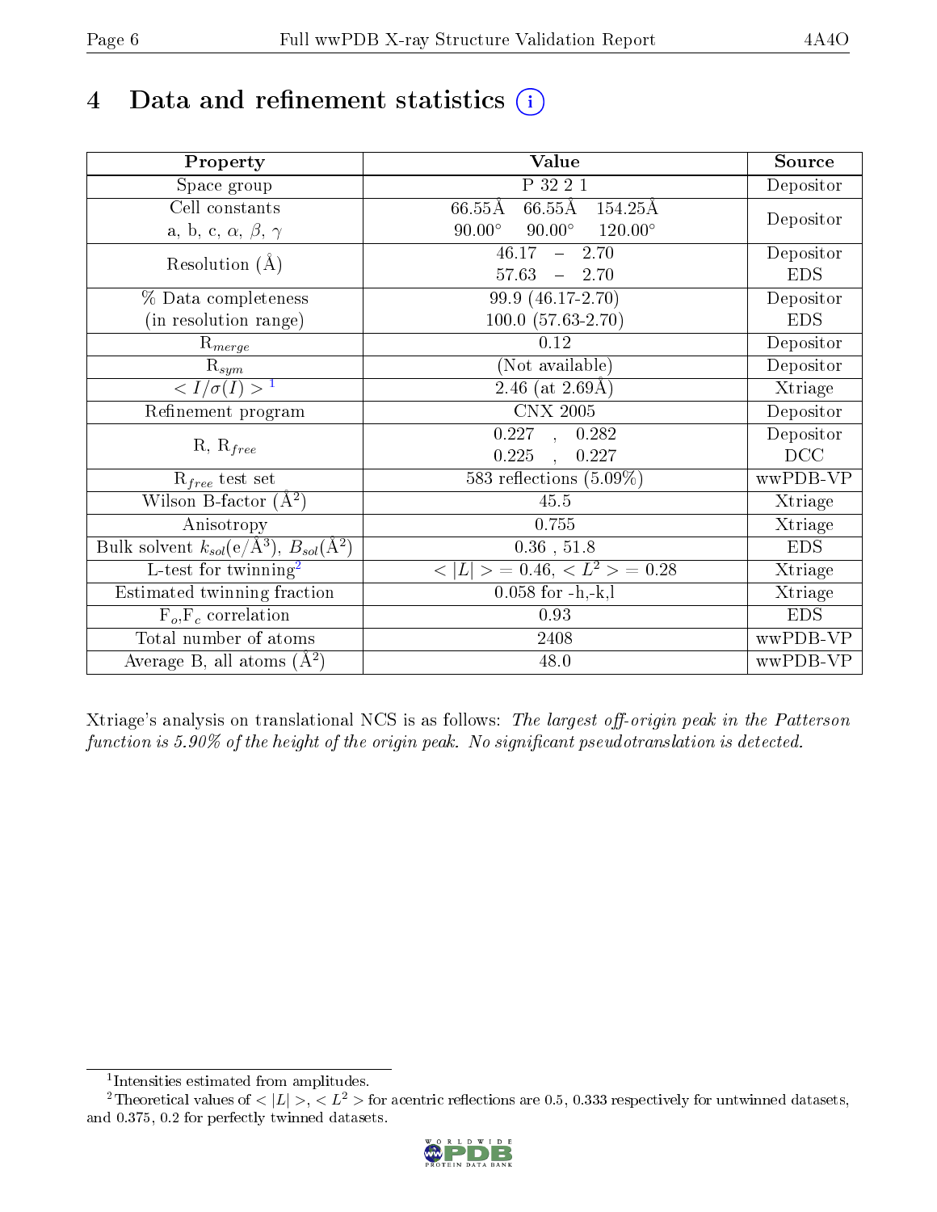# 4 Data and refinement statistics

| Property | Value | Source |
|---|---|---|
| Space group | P 32 2 1 | Depositor |
| Cell constants<br>a, b, c, $\alpha$, $\beta$, $\gamma$ | 66.55Å 66.55Å 154.25Å<br>90.00° 90.00° 120.00° | Depositor |
| Resolution (Å) | 46.17 – 2.70<br>57.63 – 2.70 | Depositor<br>EDS |
| % Data completeness<br>(in resolution range) | 99.9 (46.17-2.70)<br>100.0 (57.63-2.70) | Depositor<br>EDS |
| $R_{merge}$ | 0.12 | Depositor |
| $R_{sym}$ | (Not available) | Depositor |
| $< I/\sigma(I) >$ [1] | 2.46 (at 2.69Å) | Xtriage |
| Refinement program | CNX 2005 | Depositor |
| R, $R_{free}$ | 0.227 , 0.282<br>0.225 , 0.227 | Depositor<br>DCC |
| $R_{free}$ test set | 583 reflections (5.09%) | wwPDB-VP |
| Wilson B-factor (Å$^2$) | 45.5 | Xtriage |
| Anisotropy | 0.755 | Xtriage |
| Bulk solvent $k_{sol}$(e/Å$^3$), $B_{sol}$(Å$^2$) | 0.36 , 51.8 | EDS |
| L-test for twinning[2] | $< \|L\| > = 0.46$, $< L^2 > = 0.28$ | Xtriage |
| Estimated twinning fraction | 0.058 for -h,-k,l | Xtriage |
| $F_o$,$F_c$ correlation | 0.93 | EDS |
| Total number of atoms | 2408 | wwPDB-VP |
| Average B, all atoms (Å$^2$) | 48.0 | wwPDB-VP |

Xtriage's analysis on translational NCS is as follows: *The largest off-origin peak in the Patterson function is 5.90% of the height of the origin peak. No significant pseudotranslation is detected.*

[1] Intensities estimated from amplitudes.

[2] Theoretical values of $< |L| >$, $< L^2 >$ for acentric reflections are 0.5, 0.333 respectively for untwinned datasets, and 0.375, 0.2 for perfectly twinned datasets.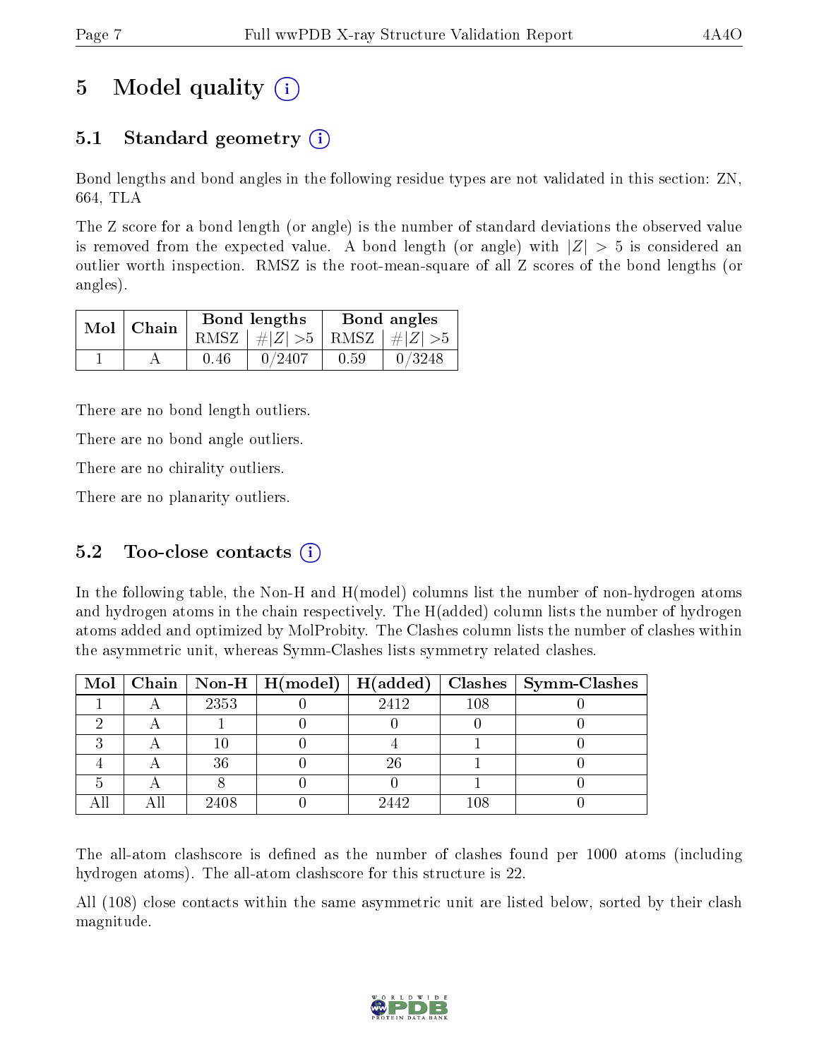# 5 Model quality (i)

## 5.1 Standard geometry (i)

Bond lengths and bond angles in the following residue types are not validated in this section: ZN, 664, TLA

The Z score for a bond length (or angle) is the number of standard deviations the observed value is removed from the expected value. A bond length (or angle) with $|Z| > 5$ is considered an outlier worth inspection. RMSZ is the root-mean-square of all Z scores of the bond lengths (or angles).

| Mol | Chain | Bond lengths | | Bond angles | |
|---|---|---|---|---|---|
| | | RMSZ | $\#\|Z\| > 5$ | RMSZ | $\#\|Z\| > 5$ |
| 1 | A | 0.46 | 0/2407 | 0.59 | 0/3248 |

There are no bond length outliers.

There are no bond angle outliers.

There are no chirality outliers.

There are no planarity outliers.

## 5.2 Too-close contacts (i)

In the following table, the Non-H and H(model) columns list the number of non-hydrogen atoms and hydrogen atoms in the chain respectively. The H(added) column lists the number of hydrogen atoms added and optimized by MolProbity. The Clashes column lists the number of clashes within the asymmetric unit, whereas Symm-Clashes lists symmetry related clashes.

| Mol | Chain | Non-H | H(model) | H(added) | Clashes | Symm-Clashes |
|---|---|---|---|---|---|---|
| 1 | A | 2353 | 0 | 2412 | 108 | 0 |
| 2 | A | 1 | 0 | 0 | 0 | 0 |
| 3 | A | 10 | 0 | 4 | 1 | 0 |
| 4 | A | 36 | 0 | 26 | 1 | 0 |
| 5 | A | 8 | 0 | 0 | 1 | 0 |
| All | All | 2408 | 0 | 2442 | 108 | 0 |

The all-atom clashscore is defined as the number of clashes found per 1000 atoms (including hydrogen atoms). The all-atom clashscore for this structure is 22.

All (108) close contacts within the same asymmetric unit are listed below, sorted by their clash magnitude.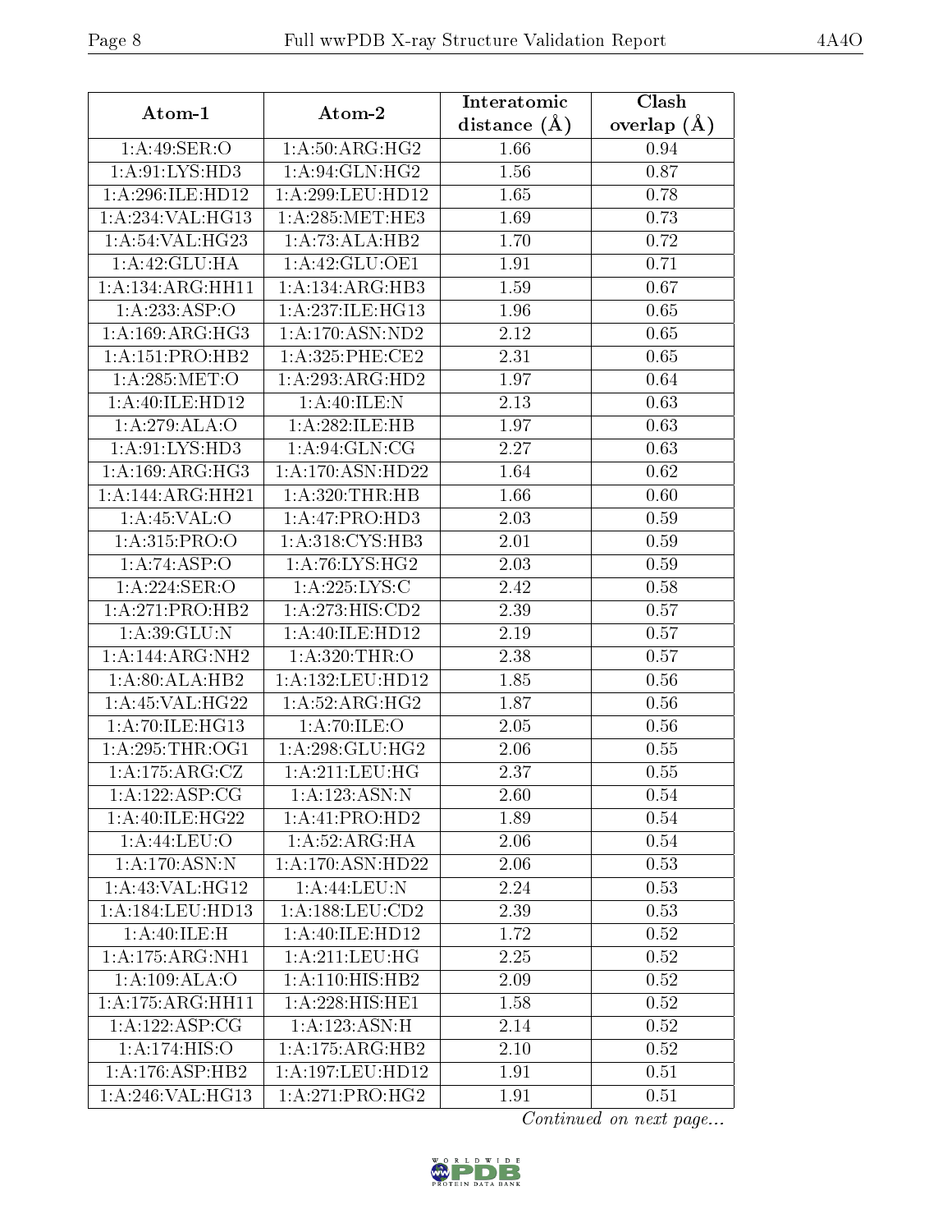| Atom-1 | Atom-2 | Interatomic distance (Å) | Clash overlap (Å) |
|---|---|---|---|
| 1:A:49:SER:O | 1:A:50:ARG:HG2 | 1.66 | 0.94 |
| 1:A:91:LYS:HD3 | 1:A:94:GLN:HG2 | 1.56 | 0.87 |
| 1:A:296:ILE:HD12 | 1:A:299:LEU:HD12 | 1.65 | 0.78 |
| 1:A:234:VAL:HG13 | 1:A:285:MET:HE3 | 1.69 | 0.73 |
| 1:A:54:VAL:HG23 | 1:A:73:ALA:HB2 | 1.70 | 0.72 |
| 1:A:42:GLU:HA | 1:A:42:GLU:OE1 | 1.91 | 0.71 |
| 1:A:134:ARG:HH11 | 1:A:134:ARG:HB3 | 1.59 | 0.67 |
| 1:A:233:ASP:O | 1:A:237:ILE:HG13 | 1.96 | 0.65 |
| 1:A:169:ARG:HG3 | 1:A:170:ASN:ND2 | 2.12 | 0.65 |
| 1:A:151:PRO:HB2 | 1:A:325:PHE:CE2 | 2.31 | 0.65 |
| 1:A:285:MET:O | 1:A:293:ARG:HD2 | 1.97 | 0.64 |
| 1:A:40:ILE:HD12 | 1:A:40:ILE:N | 2.13 | 0.63 |
| 1:A:279:ALA:O | 1:A:282:ILE:HB | 1.97 | 0.63 |
| 1:A:91:LYS:HD3 | 1:A:94:GLN:CG | 2.27 | 0.63 |
| 1:A:169:ARG:HG3 | 1:A:170:ASN:HD22 | 1.64 | 0.62 |
| 1:A:144:ARG:HH21 | 1:A:320:THR:HB | 1.66 | 0.60 |
| 1:A:45:VAL:O | 1:A:47:PRO:HD3 | 2.03 | 0.59 |
| 1:A:315:PRO:O | 1:A:318:CYS:HB3 | 2.01 | 0.59 |
| 1:A:74:ASP:O | 1:A:76:LYS:HG2 | 2.03 | 0.59 |
| 1:A:224:SER:O | 1:A:225:LYS:C | 2.42 | 0.58 |
| 1:A:271:PRO:HB2 | 1:A:273:HIS:CD2 | 2.39 | 0.57 |
| 1:A:39:GLU:N | 1:A:40:ILE:HD12 | 2.19 | 0.57 |
| 1:A:144:ARG:NH2 | 1:A:320:THR:O | 2.38 | 0.57 |
| 1:A:80:ALA:HB2 | 1:A:132:LEU:HD12 | 1.85 | 0.56 |
| 1:A:45:VAL:HG22 | 1:A:52:ARG:HG2 | 1.87 | 0.56 |
| 1:A:70:ILE:HG13 | 1:A:70:ILE:O | 2.05 | 0.56 |
| 1:A:295:THR:OG1 | 1:A:298:GLU:HG2 | 2.06 | 0.55 |
| 1:A:175:ARG:CZ | 1:A:211:LEU:HG | 2.37 | 0.55 |
| 1:A:122:ASP:CG | 1:A:123:ASN:N | 2.60 | 0.54 |
| 1:A:40:ILE:HG22 | 1:A:41:PRO:HD2 | 1.89 | 0.54 |
| 1:A:44:LEU:O | 1:A:52:ARG:HA | 2.06 | 0.54 |
| 1:A:170:ASN:N | 1:A:170:ASN:HD22 | 2.06 | 0.53 |
| 1:A:43:VAL:HG12 | 1:A:44:LEU:N | 2.24 | 0.53 |
| 1:A:184:LEU:HD13 | 1:A:188:LEU:CD2 | 2.39 | 0.53 |
| 1:A:40:ILE:H | 1:A:40:ILE:HD12 | 1.72 | 0.52 |
| 1:A:175:ARG:NH1 | 1:A:211:LEU:HG | 2.25 | 0.52 |
| 1:A:109:ALA:O | 1:A:110:HIS:HB2 | 2.09 | 0.52 |
| 1:A:175:ARG:HH11 | 1:A:228:HIS:HE1 | 1.58 | 0.52 |
| 1:A:122:ASP:CG | 1:A:123:ASN:H | 2.14 | 0.52 |
| 1:A:174:HIS:O | 1:A:175:ARG:HB2 | 2.10 | 0.52 |
| 1:A:176:ASP:HB2 | 1:A:197:LEU:HD12 | 1.91 | 0.51 |
| 1:A:246:VAL:HG13 | 1:A:271:PRO:HG2 | 1.91 | 0.51 |

*Continued on next page...*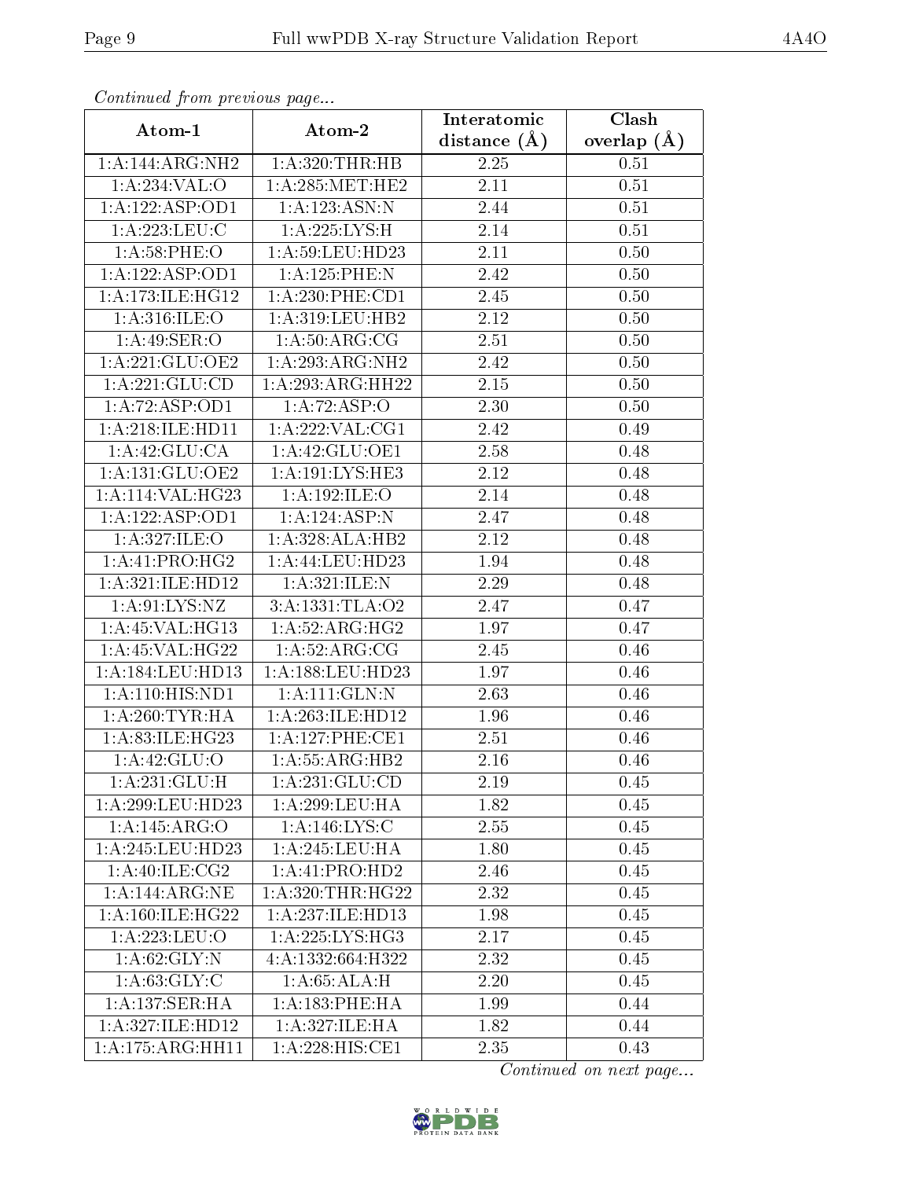*Continued from previous page...*

| Atom-1 | Atom-2 | Interatomic distance (Å) | Clash overlap (Å) |
|---|---|---|---|
| 1:A:144:ARG:NH2 | 1:A:320:THR:HB | 2.25 | 0.51 |
| 1:A:234:VAL:O | 1:A:285:MET:HE2 | 2.11 | 0.51 |
| 1:A:122:ASP:OD1 | 1:A:123:ASN:N | 2.44 | 0.51 |
| 1:A:223:LEU:C | 1:A:225:LYS:H | 2.14 | 0.51 |
| 1:A:58:PHE:O | 1:A:59:LEU:HD23 | 2.11 | 0.50 |
| 1:A:122:ASP:OD1 | 1:A:125:PHE:N | 2.42 | 0.50 |
| 1:A:173:ILE:HG12 | 1:A:230:PHE:CD1 | 2.45 | 0.50 |
| 1:A:316:ILE:O | 1:A:319:LEU:HB2 | 2.12 | 0.50 |
| 1:A:49:SER:O | 1:A:50:ARG:CG | 2.51 | 0.50 |
| 1:A:221:GLU:OE2 | 1:A:293:ARG:NH2 | 2.42 | 0.50 |
| 1:A:221:GLU:CD | 1:A:293:ARG:HH22 | 2.15 | 0.50 |
| 1:A:72:ASP:OD1 | 1:A:72:ASP:O | 2.30 | 0.50 |
| 1:A:218:ILE:HD11 | 1:A:222:VAL:CG1 | 2.42 | 0.49 |
| 1:A:42:GLU:CA | 1:A:42:GLU:OE1 | 2.58 | 0.48 |
| 1:A:131:GLU:OE2 | 1:A:191:LYS:HE3 | 2.12 | 0.48 |
| 1:A:114:VAL:HG23 | 1:A:192:ILE:O | 2.14 | 0.48 |
| 1:A:122:ASP:OD1 | 1:A:124:ASP:N | 2.47 | 0.48 |
| 1:A:327:ILE:O | 1:A:328:ALA:HB2 | 2.12 | 0.48 |
| 1:A:41:PRO:HG2 | 1:A:44:LEU:HD23 | 1.94 | 0.48 |
| 1:A:321:ILE:HD12 | 1:A:321:ILE:N | 2.29 | 0.48 |
| 1:A:91:LYS:NZ | 3:A:1331:TLA:O2 | 2.47 | 0.47 |
| 1:A:45:VAL:HG13 | 1:A:52:ARG:HG2 | 1.97 | 0.47 |
| 1:A:45:VAL:HG22 | 1:A:52:ARG:CG | 2.45 | 0.46 |
| 1:A:184:LEU:HD13 | 1:A:188:LEU:HD23 | 1.97 | 0.46 |
| 1:A:110:HIS:ND1 | 1:A:111:GLN:N | 2.63 | 0.46 |
| 1:A:260:TYR:HA | 1:A:263:ILE:HD12 | 1.96 | 0.46 |
| 1:A:83:ILE:HG23 | 1:A:127:PHE:CE1 | 2.51 | 0.46 |
| 1:A:42:GLU:O | 1:A:55:ARG:HB2 | 2.16 | 0.46 |
| 1:A:231:GLU:H | 1:A:231:GLU:CD | 2.19 | 0.45 |
| 1:A:299:LEU:HD23 | 1:A:299:LEU:HA | 1.82 | 0.45 |
| 1:A:145:ARG:O | 1:A:146:LYS:C | 2.55 | 0.45 |
| 1:A:245:LEU:HD23 | 1:A:245:LEU:HA | 1.80 | 0.45 |
| 1:A:40:ILE:CG2 | 1:A:41:PRO:HD2 | 2.46 | 0.45 |
| 1:A:144:ARG:NE | 1:A:320:THR:HG22 | 2.32 | 0.45 |
| 1:A:160:ILE:HG22 | 1:A:237:ILE:HD13 | 1.98 | 0.45 |
| 1:A:223:LEU:O | 1:A:225:LYS:HG3 | 2.17 | 0.45 |
| 1:A:62:GLY:N | 4:A:1332:664:H322 | 2.32 | 0.45 |
| 1:A:63:GLY:C | 1:A:65:ALA:H | 2.20 | 0.45 |
| 1:A:137:SER:HA | 1:A:183:PHE:HA | 1.99 | 0.44 |
| 1:A:327:ILE:HD12 | 1:A:327:ILE:HA | 1.82 | 0.44 |
| 1:A:175:ARG:HH11 | 1:A:228:HIS:CE1 | 2.35 | 0.43 |

*Continued on next page...*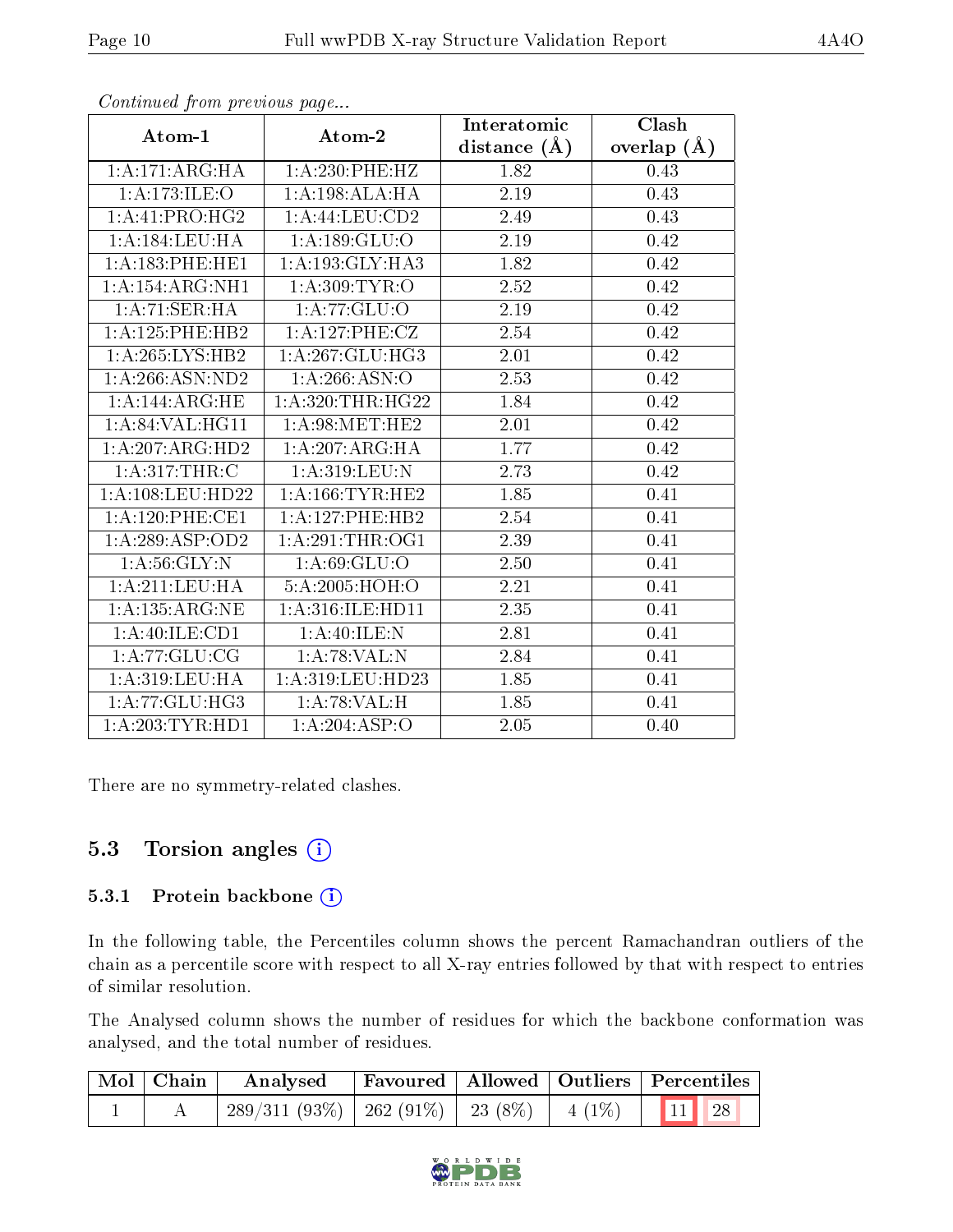*Continued from previous page...*

| Atom-1 | Atom-2 | Interatomic distance (Å) | Clash overlap (Å) |
|---|---|---|---|
| 1:A:171:ARG:HA | 1:A:230:PHE:HZ | 1.82 | 0.43 |
| 1:A:173:ILE:O | 1:A:198:ALA:HA | 2.19 | 0.43 |
| 1:A:41:PRO:HG2 | 1:A:44:LEU:CD2 | 2.49 | 0.43 |
| 1:A:184:LEU:HA | 1:A:189:GLU:O | 2.19 | 0.42 |
| 1:A:183:PHE:HE1 | 1:A:193:GLY:HA3 | 1.82 | 0.42 |
| 1:A:154:ARG:NH1 | 1:A:309:TYR:O | 2.52 | 0.42 |
| 1:A:71:SER:HA | 1:A:77:GLU:O | 2.19 | 0.42 |
| 1:A:125:PHE:HB2 | 1:A:127:PHE:CZ | 2.54 | 0.42 |
| 1:A:265:LYS:HB2 | 1:A:267:GLU:HG3 | 2.01 | 0.42 |
| 1:A:266:ASN:ND2 | 1:A:266:ASN:O | 2.53 | 0.42 |
| 1:A:144:ARG:HE | 1:A:320:THR:HG22 | 1.84 | 0.42 |
| 1:A:84:VAL:HG11 | 1:A:98:MET:HE2 | 2.01 | 0.42 |
| 1:A:207:ARG:HD2 | 1:A:207:ARG:HA | 1.77 | 0.42 |
| 1:A:317:THR:C | 1:A:319:LEU:N | 2.73 | 0.42 |
| 1:A:108:LEU:HD22 | 1:A:166:TYR:HE2 | 1.85 | 0.41 |
| 1:A:120:PHE:CE1 | 1:A:127:PHE:HB2 | 2.54 | 0.41 |
| 1:A:289:ASP:OD2 | 1:A:291:THR:OG1 | 2.39 | 0.41 |
| 1:A:56:GLY:N | 1:A:69:GLU:O | 2.50 | 0.41 |
| 1:A:211:LEU:HA | 5:A:2005:HOH:O | 2.21 | 0.41 |
| 1:A:135:ARG:NE | 1:A:316:ILE:HD11 | 2.35 | 0.41 |
| 1:A:40:ILE:CD1 | 1:A:40:ILE:N | 2.81 | 0.41 |
| 1:A:77:GLU:CG | 1:A:78:VAL:N | 2.84 | 0.41 |
| 1:A:319:LEU:HA | 1:A:319:LEU:HD23 | 1.85 | 0.41 |
| 1:A:77:GLU:HG3 | 1:A:78:VAL:H | 1.85 | 0.41 |
| 1:A:203:TYR:HD1 | 1:A:204:ASP:O | 2.05 | 0.40 |

There are no symmetry-related clashes.

## 5.3 Torsion angles

### 5.3.1 Protein backbone

In the following table, the Percentiles column shows the percent Ramachandran outliers of the chain as a percentile score with respect to all X-ray entries followed by that with respect to entries of similar resolution.

The Analysed column shows the number of residues for which the backbone conformation was analysed, and the total number of residues.

| Mol | Chain | Analysed | Favoured | Allowed | Outliers | Percentiles | |
|---|---|---|---|---|---|---|---|
| 1 | A | 289/311 (93%) | 262 (91%) | 23 (8%) | 4 (1%) | 11 | 28 |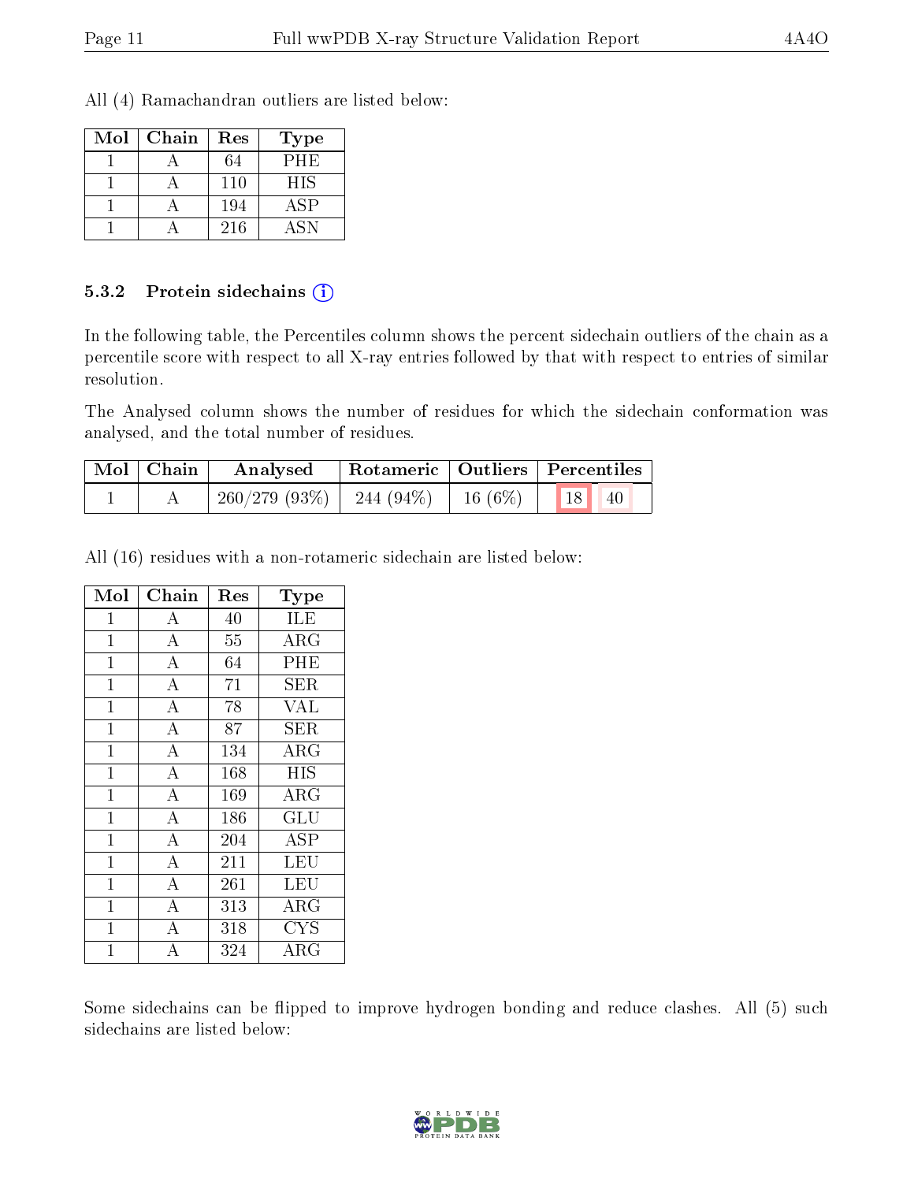All (4) Ramachandran outliers are listed below:

| Mol | Chain | Res | Type |
|---|---|---|---|
| 1 | A | 64 | PHE |
| 1 | A | 110 | HIS |
| 1 | A | 194 | ASP |
| 1 | A | 216 | ASN |

### 5.3.2 Protein sidechains (i)

In the following table, the Percentiles column shows the percent sidechain outliers of the chain as a percentile score with respect to all X-ray entries followed by that with respect to entries of similar resolution.

The Analysed column shows the number of residues for which the sidechain conformation was analysed, and the total number of residues.

| Mol | Chain | Analysed | Rotameric | Outliers | Percentiles | |
|---|---|---|---|---|---|---|
| 1 | A | 260/279 (93%) | 244 (94%) | 16 (6%) | 18 | 40 |

All (16) residues with a non-rotameric sidechain are listed below:

| Mol | Chain | Res | Type |
|---|---|---|---|
| 1 | A | 40 | ILE |
| 1 | A | 55 | ARG |
| 1 | A | 64 | PHE |
| 1 | A | 71 | SER |
| 1 | A | 78 | VAL |
| 1 | A | 87 | SER |
| 1 | A | 134 | ARG |
| 1 | A | 168 | HIS |
| 1 | A | 169 | ARG |
| 1 | A | 186 | GLU |
| 1 | A | 204 | ASP |
| 1 | A | 211 | LEU |
| 1 | A | 261 | LEU |
| 1 | A | 313 | ARG |
| 1 | A | 318 | CYS |
| 1 | A | 324 | ARG |

Some sidechains can be flipped to improve hydrogen bonding and reduce clashes. All (5) such sidechains are listed below: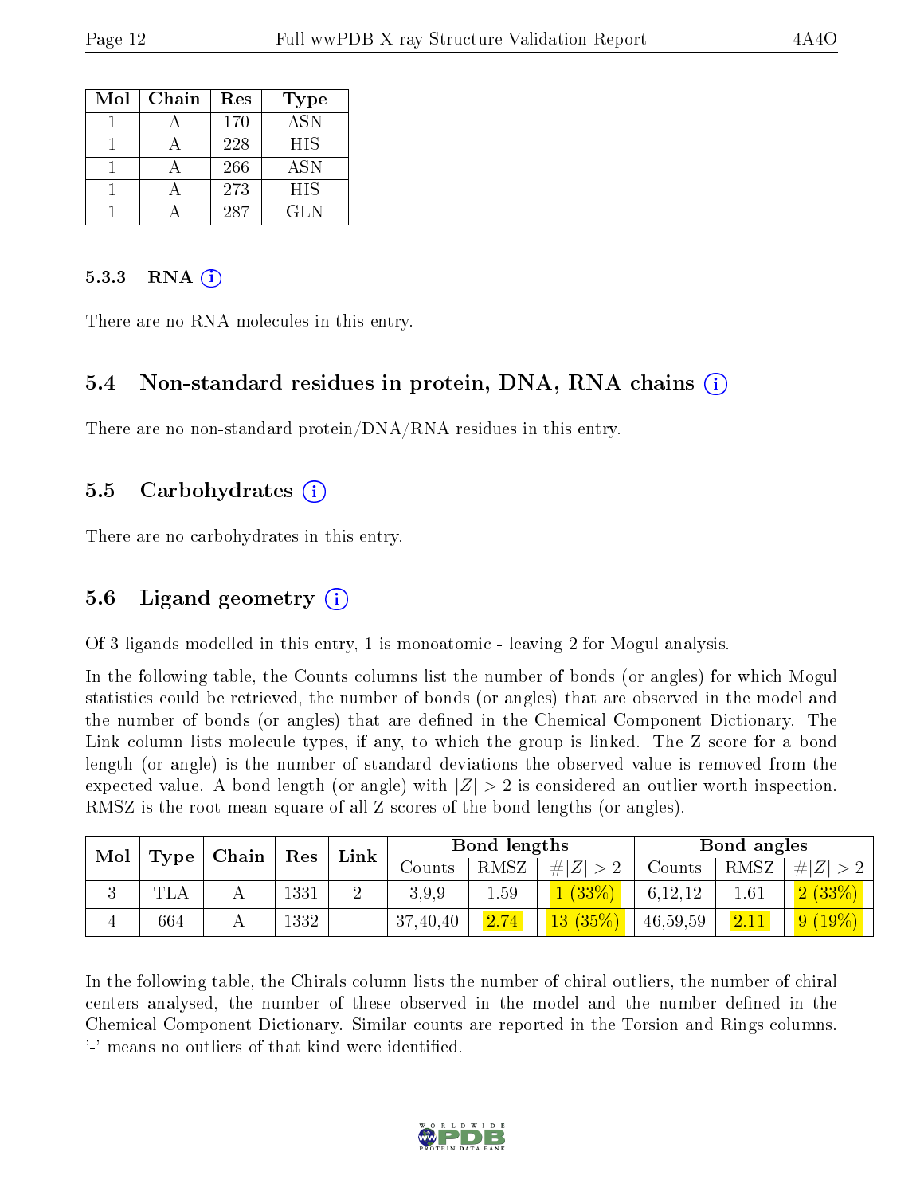| Mol | Chain | Res | Type |
|---|---|---|---|
| 1 | A | 170 | ASN |
| 1 | A | 228 | HIS |
| 1 | A | 266 | ASN |
| 1 | A | 273 | HIS |
| 1 | A | 287 | GLN |

### 5.3.3 RNA

There are no RNA molecules in this entry.

## 5.4 Non-standard residues in protein, DNA, RNA chains

There are no non-standard protein/DNA/RNA residues in this entry.

## 5.5 Carbohydrates

There are no carbohydrates in this entry.

## 5.6 Ligand geometry

Of 3 ligands modelled in this entry, 1 is monoatomic - leaving 2 for Mogul analysis.

In the following table, the Counts columns list the number of bonds (or angles) for which Mogul statistics could be retrieved, the number of bonds (or angles) that are observed in the model and the number of bonds (or angles) that are defined in the Chemical Component Dictionary. The Link column lists molecule types, if any, to which the group is linked. The Z score for a bond length (or angle) is the number of standard deviations the observed value is removed from the expected value. A bond length (or angle) with $|Z| > 2$ is considered an outlier worth inspection. RMSZ is the root-mean-square of all Z scores of the bond lengths (or angles).

| Mol | Type | Chain | Res | Link | Bond lengths | | | Bond angles | | |
|---|---|---|---|---|---|---|---|---|---|---|
| | | | | | Counts | RMSZ | $\#\|Z\| > 2$ | Counts | RMSZ | $\#\|Z\| > 2$ |
| 3 | TLA | A | 1331 | 2 | 3,9,9 | 1.59 | 1 (33%) | 6,12,12 | 1.61 | 2 (33%) |
| 4 | 664 | A | 1332 | - | 37,40,40 | 2.74 | 13 (35%) | 46,59,59 | 2.11 | 9 (19%) |

In the following table, the Chirals column lists the number of chiral outliers, the number of chiral centers analysed, the number of these observed in the model and the number defined in the Chemical Component Dictionary. Similar counts are reported in the Torsion and Rings columns. '-' means no outliers of that kind were identified.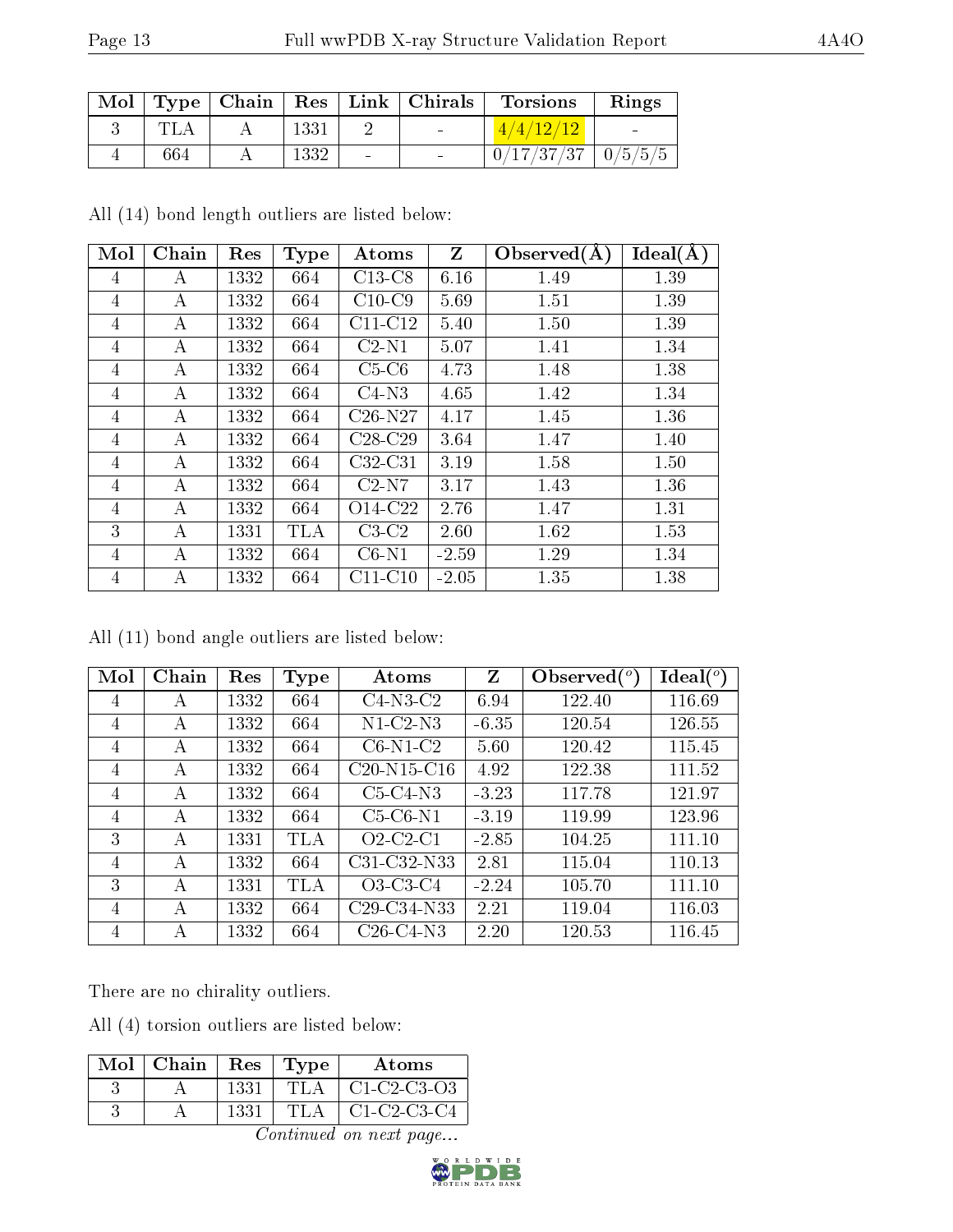| Mol | Type | Chain | Res | Link | Chirals | Torsions | Rings |
|---|---|---|---|---|---|---|---|
| 3 | TLA | A | 1331 | 2 | - | 4/4/12/12 | - |
| 4 | 664 | A | 1332 | - | - | 0/17/37/37 | 0/5/5/5 |

All (14) bond length outliers are listed below:

| Mol | Chain | Res | Type | Atoms | Z | Observed(Å) | Ideal(Å) |
|---|---|---|---|---|---|---|---|
| 4 | A | 1332 | 664 | C13-C8 | 6.16 | 1.49 | 1.39 |
| 4 | A | 1332 | 664 | C10-C9 | 5.69 | 1.51 | 1.39 |
| 4 | A | 1332 | 664 | C11-C12 | 5.40 | 1.50 | 1.39 |
| 4 | A | 1332 | 664 | C2-N1 | 5.07 | 1.41 | 1.34 |
| 4 | A | 1332 | 664 | C5-C6 | 4.73 | 1.48 | 1.38 |
| 4 | A | 1332 | 664 | C4-N3 | 4.65 | 1.42 | 1.34 |
| 4 | A | 1332 | 664 | C26-N27 | 4.17 | 1.45 | 1.36 |
| 4 | A | 1332 | 664 | C28-C29 | 3.64 | 1.47 | 1.40 |
| 4 | A | 1332 | 664 | C32-C31 | 3.19 | 1.58 | 1.50 |
| 4 | A | 1332 | 664 | C2-N7 | 3.17 | 1.43 | 1.36 |
| 4 | A | 1332 | 664 | O14-C22 | 2.76 | 1.47 | 1.31 |
| 3 | A | 1331 | TLA | C3-C2 | 2.60 | 1.62 | 1.53 |
| 4 | A | 1332 | 664 | C6-N1 | -2.59 | 1.29 | 1.34 |
| 4 | A | 1332 | 664 | C11-C10 | -2.05 | 1.35 | 1.38 |

All (11) bond angle outliers are listed below:

| Mol | Chain | Res | Type | Atoms | Z | Observed(°) | Ideal(°) |
|---|---|---|---|---|---|---|---|
| 4 | A | 1332 | 664 | C4-N3-C2 | 6.94 | 122.40 | 116.69 |
| 4 | A | 1332 | 664 | N1-C2-N3 | -6.35 | 120.54 | 126.55 |
| 4 | A | 1332 | 664 | C6-N1-C2 | 5.60 | 120.42 | 115.45 |
| 4 | A | 1332 | 664 | C20-N15-C16 | 4.92 | 122.38 | 111.52 |
| 4 | A | 1332 | 664 | C5-C4-N3 | -3.23 | 117.78 | 121.97 |
| 4 | A | 1332 | 664 | C5-C6-N1 | -3.19 | 119.99 | 123.96 |
| 3 | A | 1331 | TLA | O2-C2-C1 | -2.85 | 104.25 | 111.10 |
| 4 | A | 1332 | 664 | C31-C32-N33 | 2.81 | 115.04 | 110.13 |
| 3 | A | 1331 | TLA | O3-C3-C4 | -2.24 | 105.70 | 111.10 |
| 4 | A | 1332 | 664 | C29-C34-N33 | 2.21 | 119.04 | 116.03 |
| 4 | A | 1332 | 664 | C26-C4-N3 | 2.20 | 120.53 | 116.45 |

There are no chirality outliers.

All (4) torsion outliers are listed below:

| Mol | Chain | Res | Type | Atoms |
|---|---|---|---|---|
| 3 | A | 1331 | TLA | C1-C2-C3-O3 |
| 3 | A | 1331 | TLA | C1-C2-C3-C4 |

*Continued on next page...*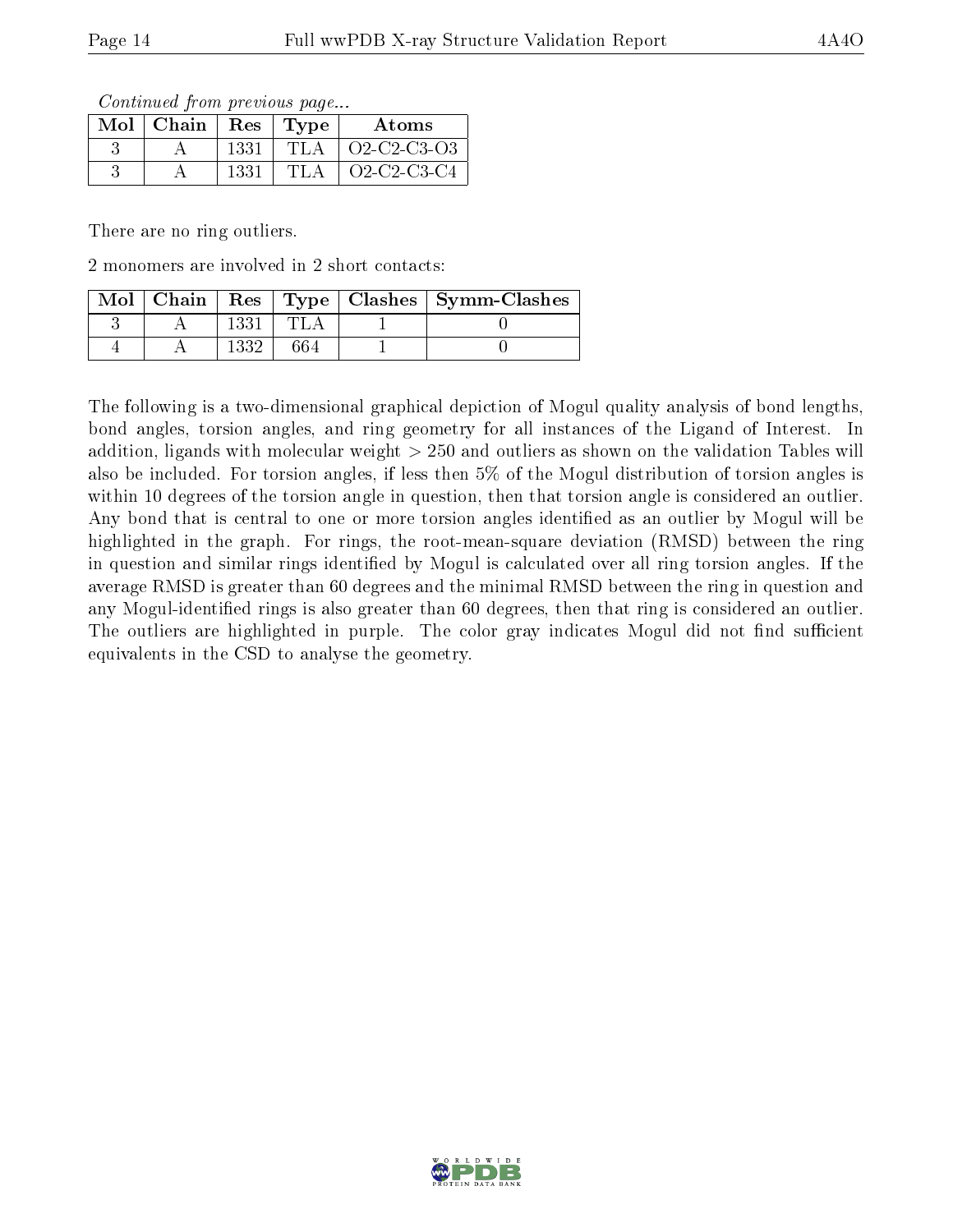*Continued from previous page...*

| Mol | Chain | Res | Type | Atoms |
| --- | --- | --- | --- | --- |
| 3 | A | 1331 | TLA | O2-C2-C3-O3 |
| 3 | A | 1331 | TLA | O2-C2-C3-C4 |

There are no ring outliers.

2 monomers are involved in 2 short contacts:

| Mol | Chain | Res | Type | Clashes | Symm-Clashes |
| --- | --- | --- | --- | --- | --- |
| 3 | A | 1331 | TLA | 1 | 0 |
| 4 | A | 1332 | 664 | 1 | 0 |

The following is a two-dimensional graphical depiction of Mogul quality analysis of bond lengths, bond angles, torsion angles, and ring geometry for all instances of the Ligand of Interest. In addition, ligands with molecular weight > 250 and outliers as shown on the validation Tables will also be included. For torsion angles, if less then 5% of the Mogul distribution of torsion angles is within 10 degrees of the torsion angle in question, then that torsion angle is considered an outlier. Any bond that is central to one or more torsion angles identified as an outlier by Mogul will be highlighted in the graph. For rings, the root-mean-square deviation (RMSD) between the ring in question and similar rings identified by Mogul is calculated over all ring torsion angles. If the average RMSD is greater than 60 degrees and the minimal RMSD between the ring in question and any Mogul-identified rings is also greater than 60 degrees, then that ring is considered an outlier. The outliers are highlighted in purple. The color gray indicates Mogul did not find sufficient equivalents in the CSD to analyse the geometry.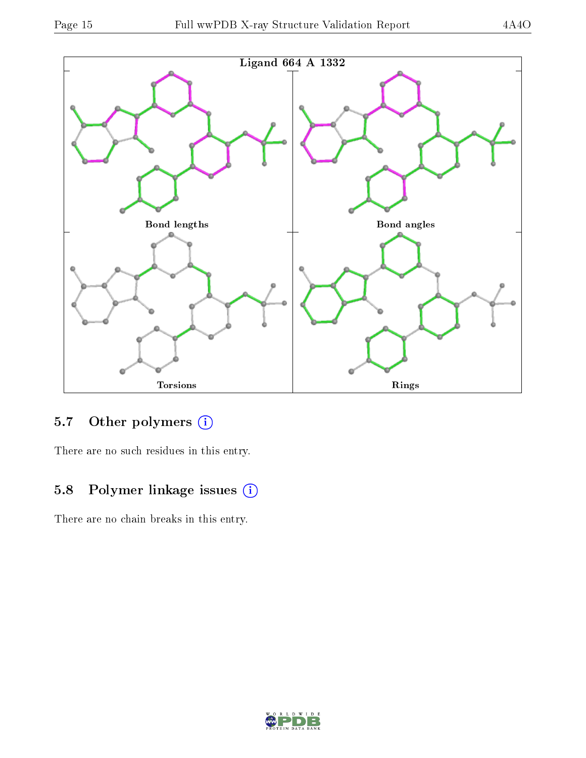Ligand 664 A 1332

Bond lengths

Bond angles

Torsions

Rings

### 5.7 Other polymers

There are no such residues in this entry.

### 5.8 Polymer linkage issues

There are no chain breaks in this entry.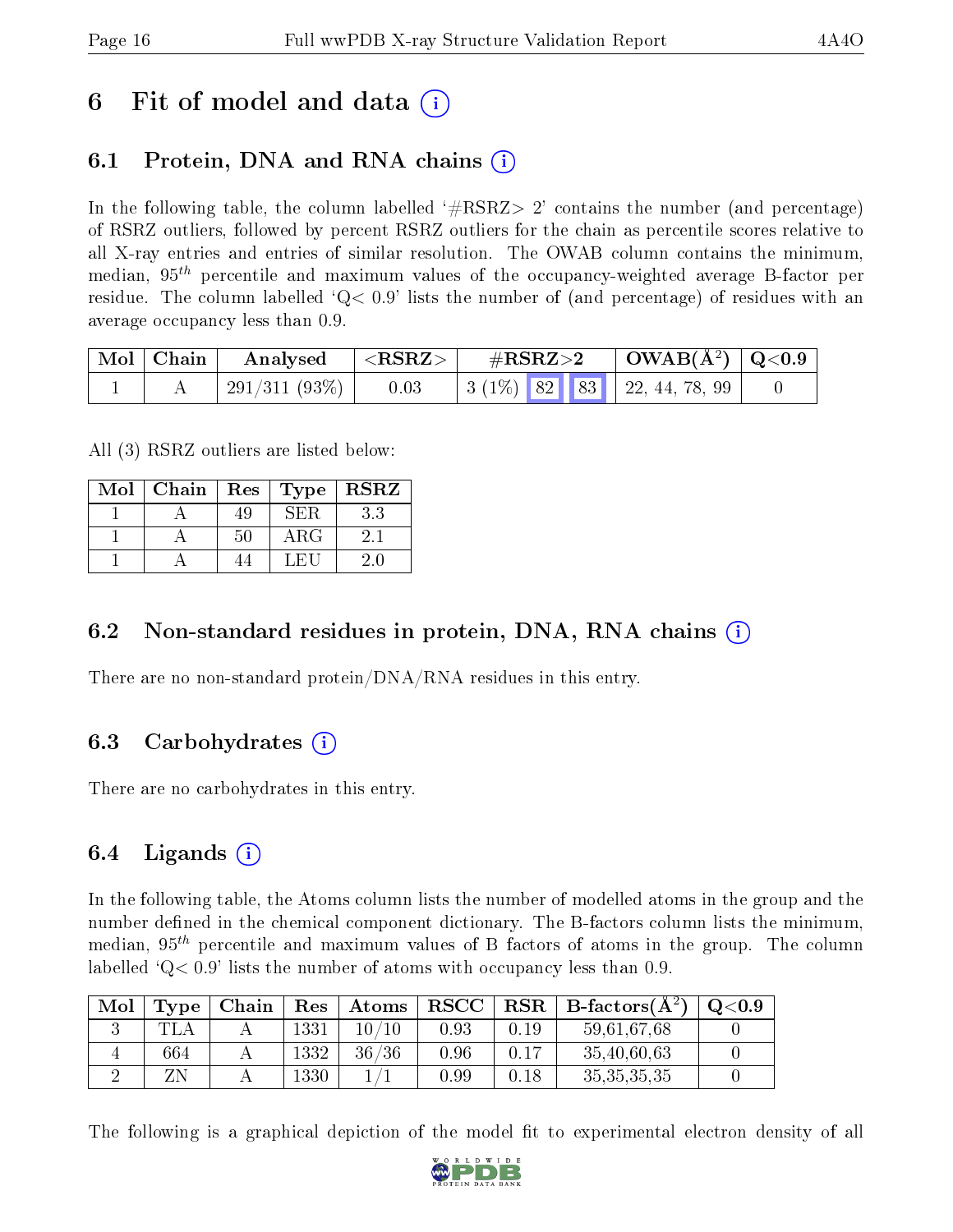# 6 Fit of model and data (i)

## 6.1 Protein, DNA and RNA chains (i)

In the following table, the column labelled '#RSRZ> 2' contains the number (and percentage) of RSRZ outliers, followed by percent RSRZ outliers for the chain as percentile scores relative to all X-ray entries and entries of similar resolution. The OWAB column contains the minimum, median, $95^{th}$ percentile and maximum values of the occupancy-weighted average B-factor per residue. The column labelled 'Q< 0.9' lists the number of (and percentage) of residues with an average occupancy less than 0.9.

| Mol | Chain | Analysed | <RSRZ> | #RSRZ>2 | | | OWAB(Å$^2$) | Q<0.9 |
|---|---|---|---|---|---|---|---|---|
| 1 | A | 291/311 (93%) | 0.03 | 3 (1%) | 82 | 83 | 22, 44, 78, 99 | 0 |

All (3) RSRZ outliers are listed below:

| Mol | Chain | Res | Type | RSRZ |
|---|---|---|---|---|
| 1 | A | 49 | SER | 3.3 |
| 1 | A | 50 | ARG | 2.1 |
| 1 | A | 44 | LEU | 2.0 |

## 6.2 Non-standard residues in protein, DNA, RNA chains (i)

There are no non-standard protein/DNA/RNA residues in this entry.

## 6.3 Carbohydrates (i)

There are no carbohydrates in this entry.

## 6.4 Ligands (i)

In the following table, the Atoms column lists the number of modelled atoms in the group and the number defined in the chemical component dictionary. The B-factors column lists the minimum, median, $95^{th}$ percentile and maximum values of B factors of atoms in the group. The column labelled 'Q< 0.9' lists the number of atoms with occupancy less than 0.9.

| Mol | Type | Chain | Res | Atoms | RSCC | RSR | B-factors(Å$^2$) | Q<0.9 |
|---|---|---|---|---|---|---|---|---|
| 3 | TLA | A | 1331 | 10/10 | 0.93 | 0.19 | 59,61,67,68 | 0 |
| 4 | 664 | A | 1332 | 36/36 | 0.96 | 0.17 | 35,40,60,63 | 0 |
| 2 | ZN | A | 1330 | 1/1 | 0.99 | 0.18 | 35,35,35,35 | 0 |

The following is a graphical depiction of the model fit to experimental electron density of all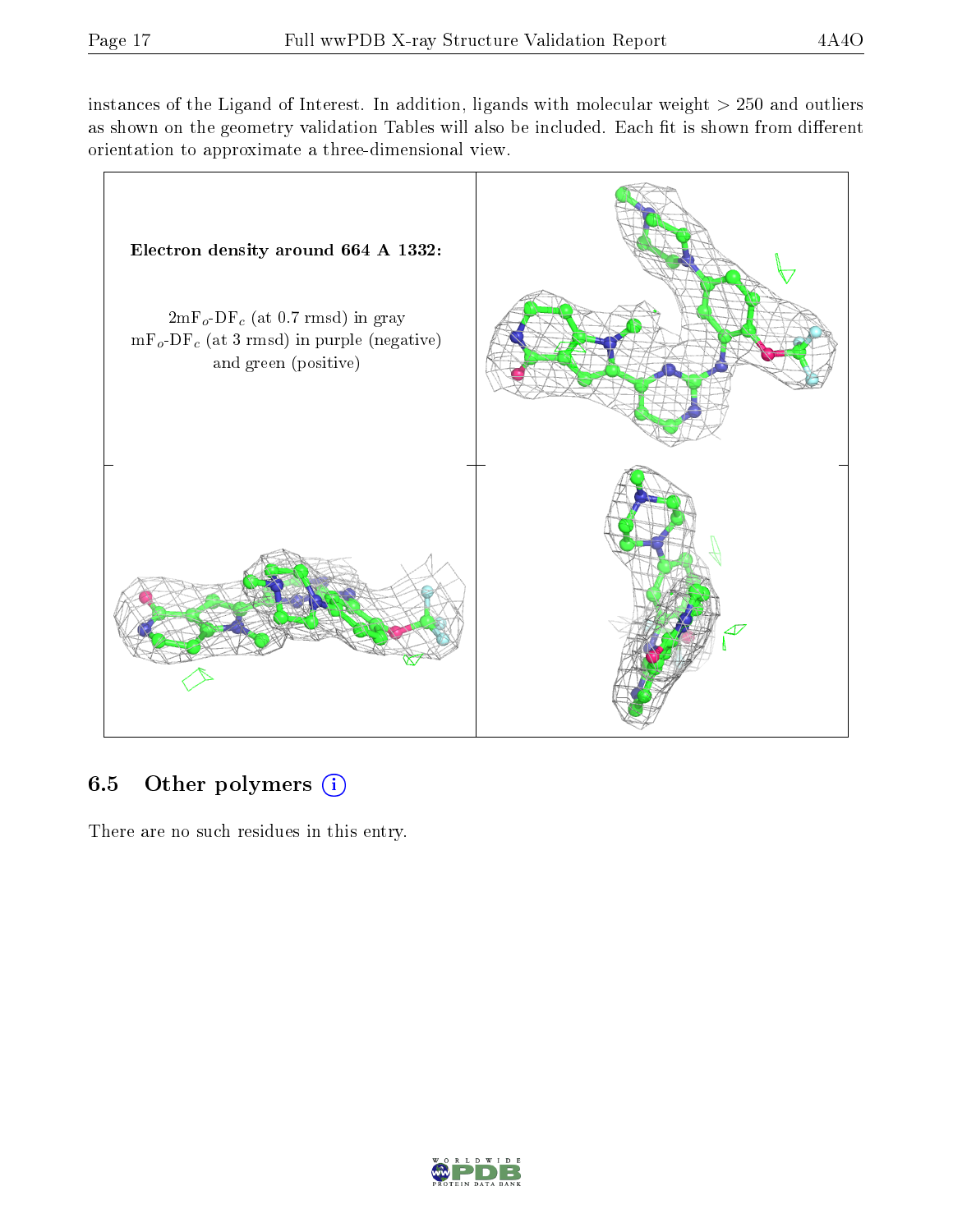instances of the Ligand of Interest. In addition, ligands with molecular weight > 250 and outliers as shown on the geometry validation Tables will also be included. Each fit is shown from different orientation to approximate a three-dimensional view.

**Electron density around 664 A 1332:**

$2mF_o$-$DF_c$ (at 0.7 rmsd) in gray
$mF_o$-$DF_c$ (at 3 rmsd) in purple (negative) and green (positive)

## 6.5 Other polymers

There are no such residues in this entry.